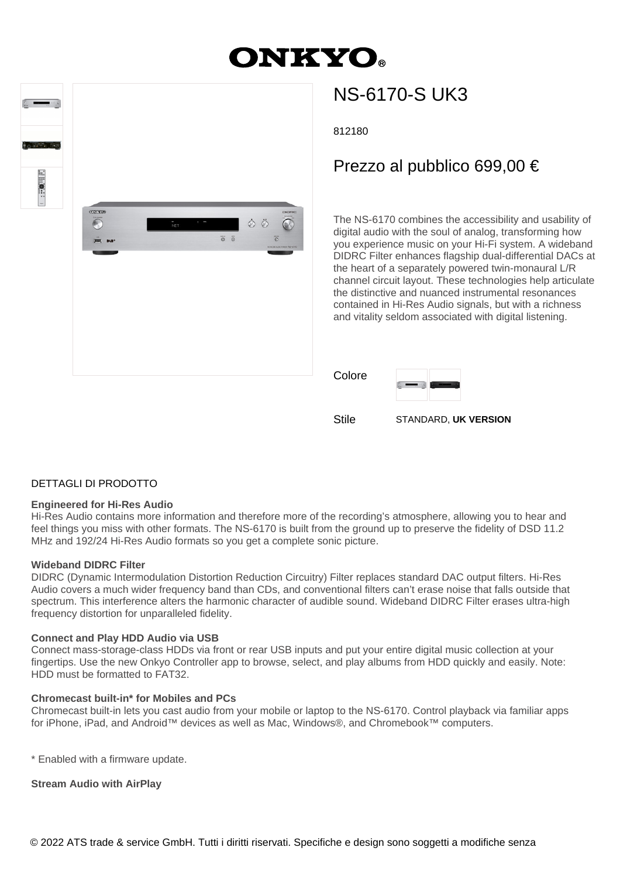# ONKYO

## NS-6170-S UK3

812180

Prezzo al pubblico 699,00 €

The NS-6170 combines the accessibility and usability of digital audio with the soul of analog, transforming how you experience music on your Hi-Fi system. A wideband DIDRC Filter enhances flagship dual-differential DACs at the heart of a separately powered twin-monaural L/R channel circuit layout. These technologies help articulate the distinctive and nuanced instrumental resonances contained in Hi-Res Audio signals, but with a richness and vitality seldom associated with digital listening.

Colore

Stile STANDARD, **UK VERSION**

DETTAGLI DI PRODOTTO

**Engineered for Hi-Res Audio**
Hi-Res Audio contains more information and therefore more of the recording's atmosphere, allowing you to hear and feel things you miss with other formats. The NS-6170 is built from the ground up to preserve the fidelity of DSD 11.2 MHz and 192/24 Hi-Res Audio formats so you get a complete sonic picture.

**Wideband DIDRC Filter**
DIDRC (Dynamic Intermodulation Distortion Reduction Circuitry) Filter replaces standard DAC output filters. Hi-Res Audio covers a much wider frequency band than CDs, and conventional filters can't erase noise that falls outside that spectrum. This interference alters the harmonic character of audible sound. Wideband DIDRC Filter erases ultra-high frequency distortion for unparalleled fidelity.

**Connect and Play HDD Audio via USB**
Connect mass-storage-class HDDs via front or rear USB inputs and put your entire digital music collection at your fingertips. Use the new Onkyo Controller app to browse, select, and play albums from HDD quickly and easily. Note: HDD must be formatted to FAT32.

**Chromecast built-in* for Mobiles and PCs**
Chromecast built-in lets you cast audio from your mobile or laptop to the NS-6170. Control playback via familiar apps for iPhone, iPad, and Android™ devices as well as Mac, Windows®, and Chromebook™ computers.

\* Enabled with a firmware update.

**Stream Audio with AirPlay**

© 2022 ATS trade & service GmbH. Tutti i diritti riservati. Specifiche e design sono soggetti a modifiche senza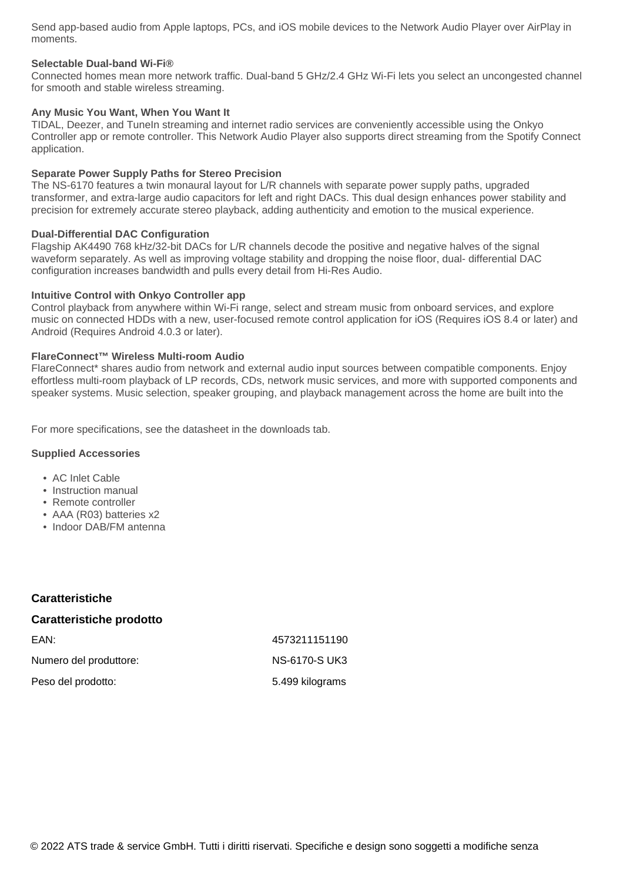Send app-based audio from Apple laptops, PCs, and iOS mobile devices to the Network Audio Player over AirPlay in moments.

**Selectable Dual-band Wi-Fi®**
Connected homes mean more network traffic. Dual-band 5 GHz/2.4 GHz Wi-Fi lets you select an uncongested channel for smooth and stable wireless streaming.

**Any Music You Want, When You Want It**
TIDAL, Deezer, and TuneIn streaming and internet radio services are conveniently accessible using the Onkyo Controller app or remote controller. This Network Audio Player also supports direct streaming from the Spotify Connect application.

**Separate Power Supply Paths for Stereo Precision**
The NS-6170 features a twin monaural layout for L/R channels with separate power supply paths, upgraded transformer, and extra-large audio capacitors for left and right DACs. This dual design enhances power stability and precision for extremely accurate stereo playback, adding authenticity and emotion to the musical experience.

**Dual-Differential DAC Configuration**
Flagship AK4490 768 kHz/32-bit DACs for L/R channels decode the positive and negative halves of the signal waveform separately. As well as improving voltage stability and dropping the noise floor, dual- differential DAC configuration increases bandwidth and pulls every detail from Hi-Res Audio.

**Intuitive Control with Onkyo Controller app**
Control playback from anywhere within Wi-Fi range, select and stream music from onboard services, and explore music on connected HDDs with a new, user-focused remote control application for iOS (Requires iOS 8.4 or later) and Android (Requires Android 4.0.3 or later).

**FlareConnect™ Wireless Multi-room Audio**
FlareConnect* shares audio from network and external audio input sources between compatible components. Enjoy effortless multi-room playback of LP records, CDs, network music services, and more with supported components and speaker systems. Music selection, speaker grouping, and playback management across the home are built into the

For more specifications, see the datasheet in the downloads tab.

**Supplied Accessories**

- AC Inlet Cable
- Instruction manual
- Remote controller
- AAA (R03) batteries x2
- Indoor DAB/FM antenna

## Caratteristiche

### Caratteristiche prodotto

| | |
|---|---|
| EAN: | 4573211151190 |
| Numero del produttore: | NS-6170-S UK3 |
| Peso del prodotto: | 5.499 kilograms |

© 2022 ATS trade & service GmbH. Tutti i diritti riservati. Specifiche e design sono soggetti a modifiche senza